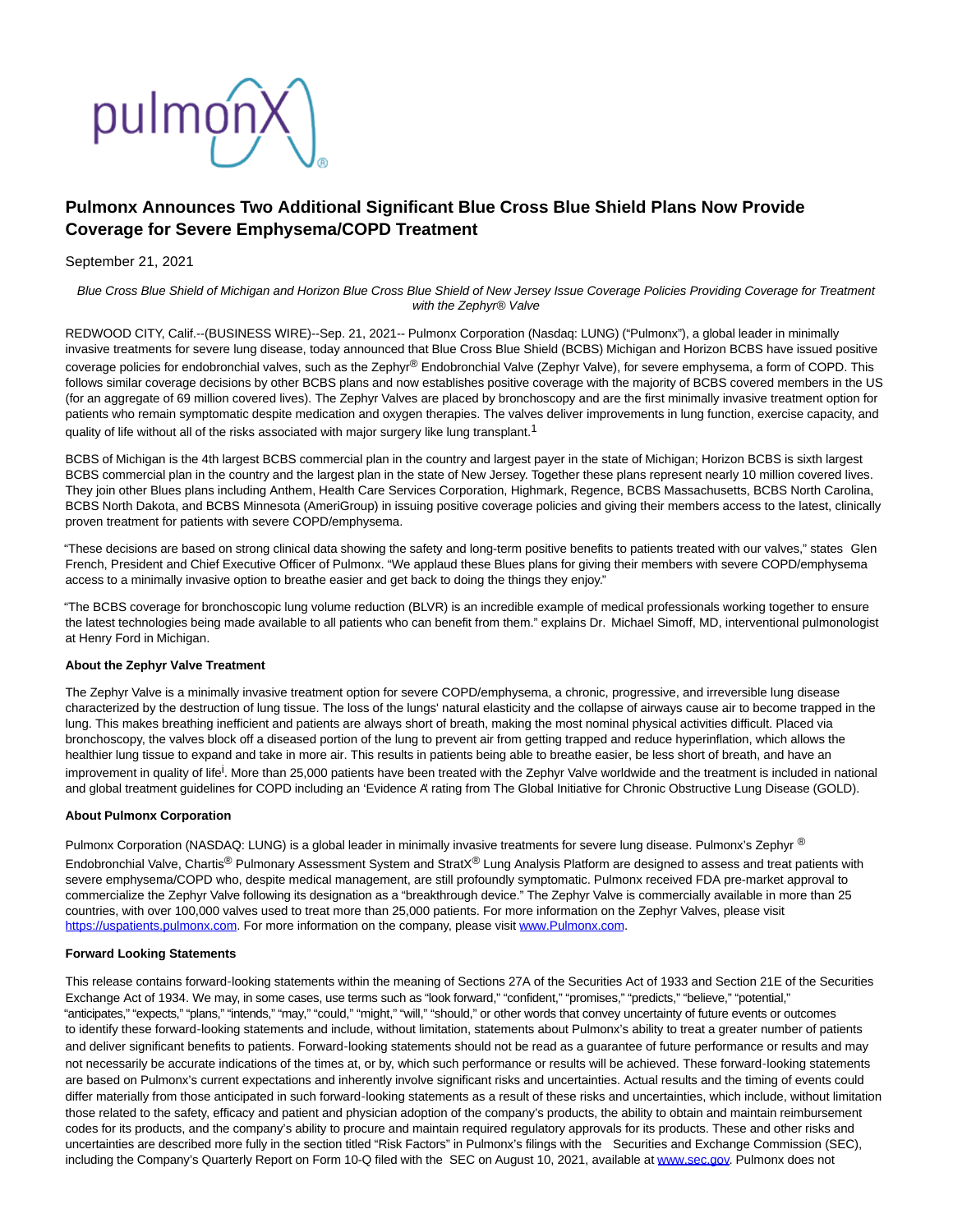# Pulmonx Announces Two Additional Significant Blue Cross Blue Shield Plans Now Provide Coverage for Severe Emphysema/COPD Treatment

September 21, 2021

*Blue Cross Blue Shield of Michigan and Horizon Blue Cross Blue Shield of New Jersey Issue Coverage Policies Providing Coverage for Treatment with the Zephyr® Valve*

REDWOOD CITY, Calif.--(BUSINESS WIRE)--Sep. 21, 2021-- Pulmonx Corporation (Nasdaq: LUNG) ("Pulmonx"), a global leader in minimally invasive treatments for severe lung disease, today announced that Blue Cross Blue Shield (BCBS) Michigan and Horizon BCBS have issued positive coverage policies for endobronchial valves, such as the Zephyr® Endobronchial Valve (Zephyr Valve), for severe emphysema, a form of COPD. This follows similar coverage decisions by other BCBS plans and now establishes positive coverage with the majority of BCBS covered members in the US (for an aggregate of 69 million covered lives). The Zephyr Valves are placed by bronchoscopy and are the first minimally invasive treatment option for patients who remain symptomatic despite medication and oxygen therapies. The valves deliver improvements in lung function, exercise capacity, and quality of life without all of the risks associated with major surgery like lung transplant.[1]

BCBS of Michigan is the 4th largest BCBS commercial plan in the country and largest payer in the state of Michigan; Horizon BCBS is sixth largest BCBS commercial plan in the country and the largest plan in the state of New Jersey. Together these plans represent nearly 10 million covered lives. They join other Blues plans including Anthem, Health Care Services Corporation, Highmark, Regence, BCBS Massachusetts, BCBS North Carolina, BCBS North Dakota, and BCBS Minnesota (AmeriGroup) in issuing positive coverage policies and giving their members access to the latest, clinically proven treatment for patients with severe COPD/emphysema.

"These decisions are based on strong clinical data showing the safety and long-term positive benefits to patients treated with our valves," states Glen French, President and Chief Executive Officer of Pulmonx. "We applaud these Blues plans for giving their members with severe COPD/emphysema access to a minimally invasive option to breathe easier and get back to doing the things they enjoy."

"The BCBS coverage for bronchoscopic lung volume reduction (BLVR) is an incredible example of medical professionals working together to ensure the latest technologies being made available to all patients who can benefit from them." explains Dr. Michael Simoff, MD, interventional pulmonologist at Henry Ford in Michigan.

**About the Zephyr Valve Treatment**

The Zephyr Valve is a minimally invasive treatment option for severe COPD/emphysema, a chronic, progressive, and irreversible lung disease characterized by the destruction of lung tissue. The loss of the lungs' natural elasticity and the collapse of airways cause air to become trapped in the lung. This makes breathing inefficient and patients are always short of breath, making the most nominal physical activities difficult. Placed via bronchoscopy, the valves block off a diseased portion of the lung to prevent air from getting trapped and reduce hyperinflation, which allows the healthier lung tissue to expand and take in more air. This results in patients being able to breathe easier, be less short of breath, and have an improvement in quality of life[i]. More than 25,000 patients have been treated with the Zephyr Valve worldwide and the treatment is included in national and global treatment guidelines for COPD including an 'Evidence A' rating from The Global Initiative for Chronic Obstructive Lung Disease (GOLD).

**About Pulmonx Corporation**

Pulmonx Corporation (NASDAQ: LUNG) is a global leader in minimally invasive treatments for severe lung disease. Pulmonx's Zephyr ® Endobronchial Valve, Chartis® Pulmonary Assessment System and StratX® Lung Analysis Platform are designed to assess and treat patients with severe emphysema/COPD who, despite medical management, are still profoundly symptomatic. Pulmonx received FDA pre-market approval to commercialize the Zephyr Valve following its designation as a "breakthrough device." The Zephyr Valve is commercially available in more than 25 countries, with over 100,000 valves used to treat more than 25,000 patients. For more information on the Zephyr Valves, please visit https://uspatients.pulmonx.com. For more information on the company, please visit www.Pulmonx.com.

**Forward Looking Statements**

This release contains forward-looking statements within the meaning of Sections 27A of the Securities Act of 1933 and Section 21E of the Securities Exchange Act of 1934. We may, in some cases, use terms such as "look forward," "confident," "promises," "predicts," "believe," "potential," "anticipates," "expects," "plans," "intends," "may," "could," "might," "will," "should," or other words that convey uncertainty of future events or outcomes to identify these forward-looking statements and include, without limitation, statements about Pulmonx's ability to treat a greater number of patients and deliver significant benefits to patients. Forward-looking statements should not be read as a guarantee of future performance or results and may not necessarily be accurate indications of the times at, or by, which such performance or results will be achieved. These forward-looking statements are based on Pulmonx's current expectations and inherently involve significant risks and uncertainties. Actual results and the timing of events could differ materially from those anticipated in such forward-looking statements as a result of these risks and uncertainties, which include, without limitation those related to the safety, efficacy and patient and physician adoption of the company's products, the ability to obtain and maintain reimbursement codes for its products, and the company's ability to procure and maintain required regulatory approvals for its products. These and other risks and uncertainties are described more fully in the section titled "Risk Factors" in Pulmonx's filings with the Securities and Exchange Commission (SEC), including the Company's Quarterly Report on Form 10-Q filed with the SEC on August 10, 2021, available at www.sec.gov. Pulmonx does not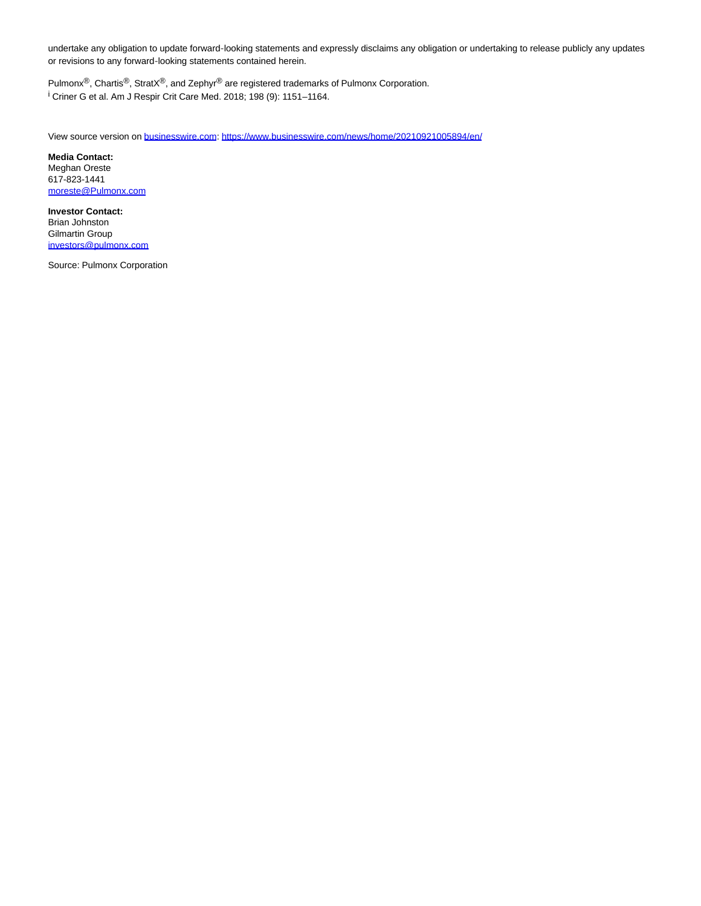undertake any obligation to update forward-looking statements and expressly disclaims any obligation or undertaking to release publicly any updates or revisions to any forward-looking statements contained herein.

Pulmonx®, Chartis®, StratX®, and Zephyr® are registered trademarks of Pulmonx Corporation.

[i] Criner G et al. Am J Respir Crit Care Med. 2018; 198 (9): 1151–1164.

View source version on businesswire.com: https://www.businesswire.com/news/home/20210921005894/en/

**Media Contact:**
Meghan Oreste
617-823-1441
moreste@Pulmonx.com

**Investor Contact:**
Brian Johnston
Gilmartin Group
investors@pulmonx.com

Source: Pulmonx Corporation